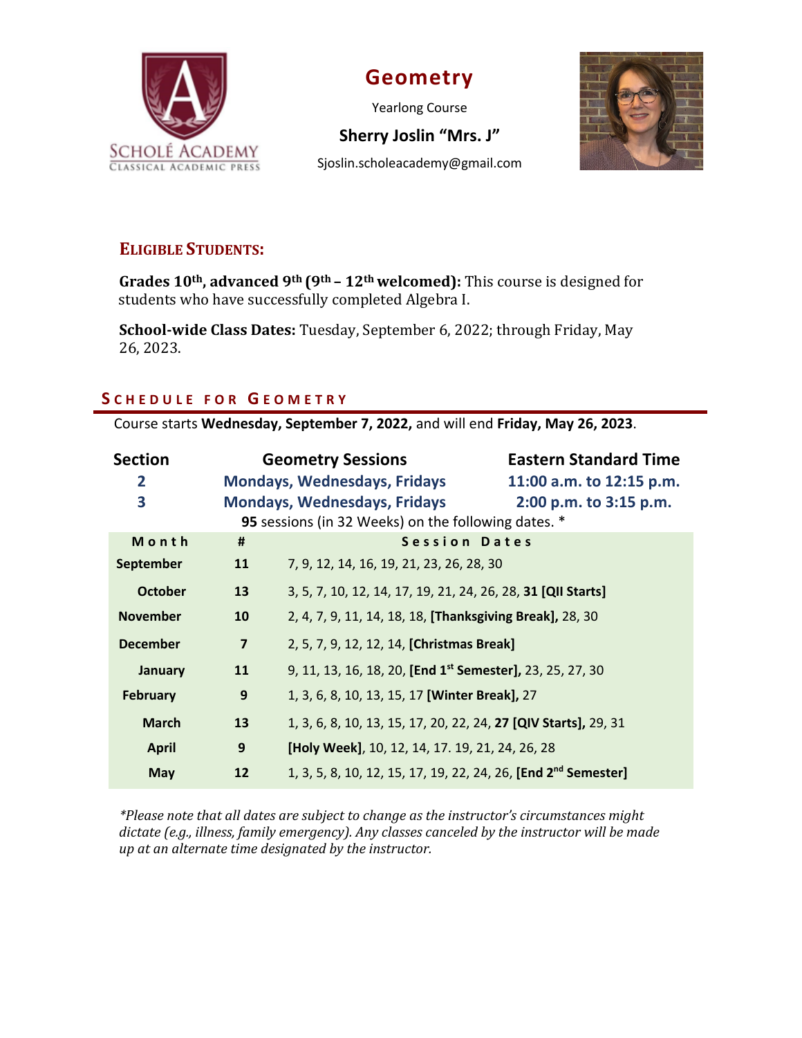# Geometry

Yearlong Course

**Sherry Joslin "Mrs. J"**

Sjoslin.scholeacademy@gmail.com

SCHOLÉ ACADEMY
CLASSICAL ACADEMIC PRESS

## ELIGIBLE STUDENTS:

**Grades 10th, advanced 9th (9th – 12th welcomed):** This course is designed for students who have successfully completed Algebra I.

**School-wide Class Dates:** Tuesday, September 6, 2022; through Friday, May 26, 2023.

## SCHEDULE FOR GEOMETRY

Course starts **Wednesday, September 7, 2022,** and will end **Friday, May 26, 2023**.

| Section | Geometry Sessions | Eastern Standard Time |
|---|---|---|
| **2** | **Mondays, Wednesdays, Fridays** | **11:00 a.m. to 12:15 p.m.** |
| **3** | **Mondays, Wednesdays, Fridays** | **2:00 p.m. to 3:15 p.m.** |

**95** sessions (in 32 Weeks) on the following dates. *

| Month | # | Session Dates |
|---|---|---|
| **September** | **11** | 7, 9, 12, 14, 16, 19, 21, 23, 26, 28, 30 |
| **October** | **13** | 3, 5, 7, 10, 12, 14, 17, 19, 21, 24, 26, 28, **31 [QII Starts]** |
| **November** | **10** | 2, 4, 7, 9, 11, 14, 18, 18, **[Thanksgiving Break],** 28, 30 |
| **December** | **7** | 2, 5, 7, 9, 12, 12, 14, **[Christmas Break]** |
| **January** | **11** | 9, 11, 13, 16, 18, 20, **[End 1st Semester],** 23, 25, 27, 30 |
| **February** | **9** | 1, 3, 6, 8, 10, 13, 15, 17 **[Winter Break],** 27 |
| **March** | **13** | 1, 3, 6, 8, 10, 13, 15, 17, 20, 22, 24, **27 [QIV Starts],** 29, 31 |
| **April** | **9** | **[Holy Week]**, 10, 12, 14, 17. 19, 21, 24, 26, 28 |
| **May** | **12** | 1, 3, 5, 8, 10, 12, 15, 17, 19, 22, 24, 26, **[End 2nd Semester]** |

*\*Please note that all dates are subject to change as the instructor's circumstances might dictate (e.g., illness, family emergency). Any classes canceled by the instructor will be made up at an alternate time designated by the instructor.*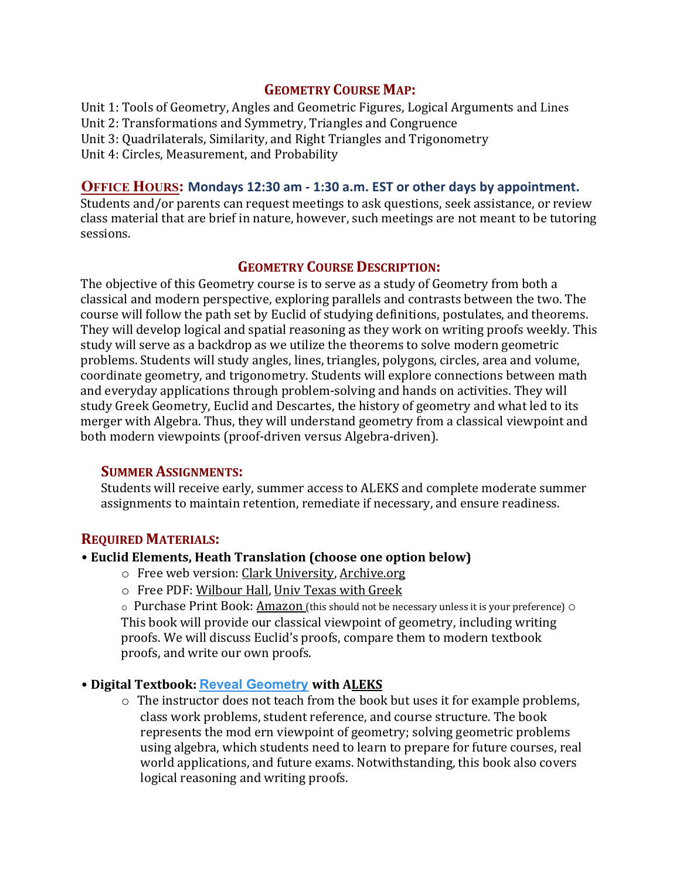## Geometry Course Map:

Unit 1: Tools of Geometry, Angles and Geometric Figures, Logical Arguments and Lines
Unit 2: Transformations and Symmetry, Triangles and Congruence
Unit 3: Quadrilaterals, Similarity, and Right Triangles and Trigonometry
Unit 4: Circles, Measurement, and Probability

## Office Hours: **Mondays 12:30 am - 1:30 a.m. EST or other days by appointment.**

Students and/or parents can request meetings to ask questions, seek assistance, or review class material that are brief in nature, however, such meetings are not meant to be tutoring sessions.

## Geometry Course Description:

The objective of this Geometry course is to serve as a study of Geometry from both a classical and modern perspective, exploring parallels and contrasts between the two. The course will follow the path set by Euclid of studying definitions, postulates, and theorems. They will develop logical and spatial reasoning as they work on writing proofs weekly. This study will serve as a backdrop as we utilize the theorems to solve modern geometric problems. Students will study angles, lines, triangles, polygons, circles, area and volume, coordinate geometry, and trigonometry. Students will explore connections between math and everyday applications through problem-solving and hands on activities. They will study Greek Geometry, Euclid and Descartes, the history of geometry and what led to its merger with Algebra. Thus, they will understand geometry from a classical viewpoint and both modern viewpoints (proof-driven versus Algebra-driven).

### Summer Assignments:

Students will receive early, summer access to ALEKS and complete moderate summer assignments to maintain retention, remediate if necessary, and ensure readiness.

## Required Materials:

- **Euclid Elements, Heath Translation (choose one option below)**
  - Free web version: Clark University, Archive.org
  - Free PDF: Wilbour Hall, Univ Texas with Greek
  - Purchase Print Book: Amazon (this should not be necessary unless it is your preference)
  - This book will provide our classical viewpoint of geometry, including writing proofs. We will discuss Euclid's proofs, compare them to modern textbook proofs, and write our own proofs.

- **Digital Textbook: Reveal Geometry with ALEKS**
  - The instructor does not teach from the book but uses it for example problems, class work problems, student reference, and course structure. The book represents the mod ern viewpoint of geometry; solving geometric problems using algebra, which students need to learn to prepare for future courses, real world applications, and future exams. Notwithstanding, this book also covers logical reasoning and writing proofs.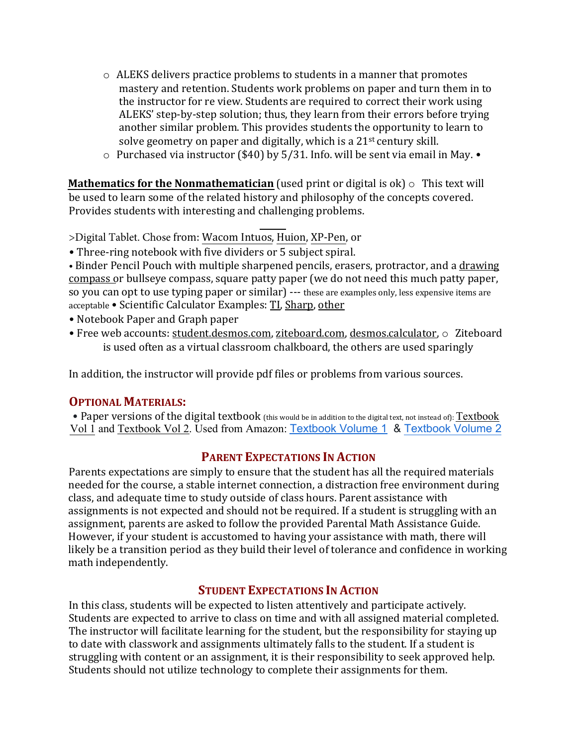- ALEKS delivers practice problems to students in a manner that promotes mastery and retention. Students work problems on paper and turn them in to the instructor for re view. Students are required to correct their work using ALEKS' step-by-step solution; thus, they learn from their errors before trying another similar problem. This provides students the opportunity to learn to solve geometry on paper and digitally, which is a 21st century skill.
- Purchased via instructor ($40) by 5/31. Info. will be sent via email in May. •

**Mathematics for the Nonmathematician** (used print or digital is ok) ○ This text will be used to learn some of the related history and philosophy of the concepts covered. Provides students with interesting and challenging problems.

>Digital Tablet. Chose from: Wacom Intuos, Huion, XP-Pen, or

- Three-ring notebook with five dividers or 5 subject spiral.
- Binder Pencil Pouch with multiple sharpened pencils, erasers, protractor, and a drawing compass or bullseye compass, square patty paper (we do not need this much patty paper, so you can opt to use typing paper or similar) --- these are examples only, less expensive items are acceptable
- Scientific Calculator Examples: TI, Sharp, other
- Notebook Paper and Graph paper
- Free web accounts: student.desmos.com, ziteboard.com, desmos.calculator,
  - Ziteboard is used often as a virtual classroom chalkboard, the others are used sparingly

In addition, the instructor will provide pdf files or problems from various sources.

## Optional Materials:

- Paper versions of the digital textbook (this would be in addition to the digital text, not instead of): Textbook Vol 1 and Textbook Vol 2. Used from Amazon: Textbook Volume 1 & Textbook Volume 2

## Parent Expectations In Action

Parents expectations are simply to ensure that the student has all the required materials needed for the course, a stable internet connection, a distraction free environment during class, and adequate time to study outside of class hours. Parent assistance with assignments is not expected and should not be required. If a student is struggling with an assignment, parents are asked to follow the provided Parental Math Assistance Guide. However, if your student is accustomed to having your assistance with math, there will likely be a transition period as they build their level of tolerance and confidence in working math independently.

## Student Expectations In Action

In this class, students will be expected to listen attentively and participate actively. Students are expected to arrive to class on time and with all assigned material completed. The instructor will facilitate learning for the student, but the responsibility for staying up to date with classwork and assignments ultimately falls to the student. If a student is struggling with content or an assignment, it is their responsibility to seek approved help. Students should not utilize technology to complete their assignments for them.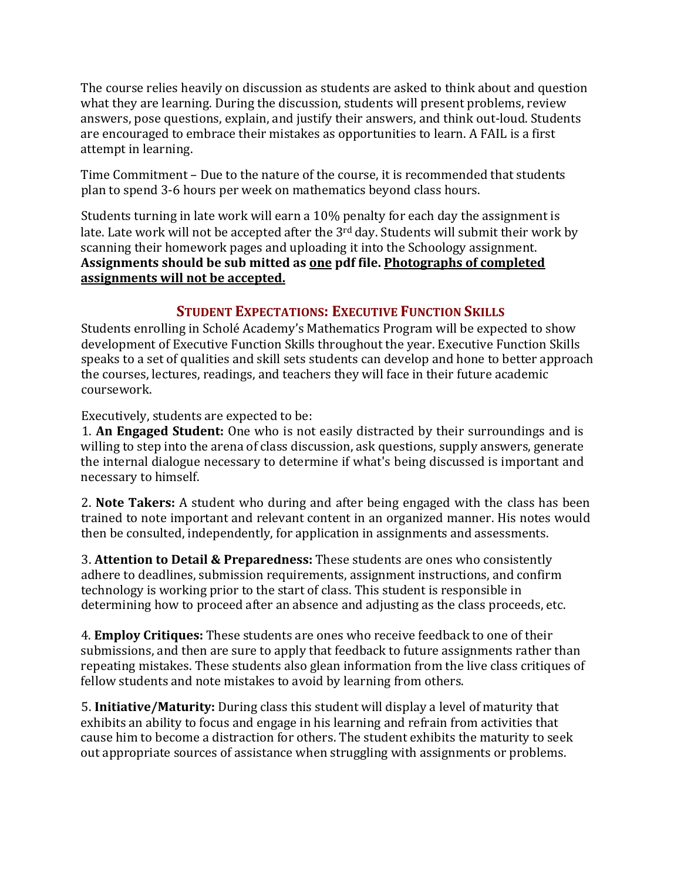The course relies heavily on discussion as students are asked to think about and question what they are learning. During the discussion, students will present problems, review answers, pose questions, explain, and justify their answers, and think out-loud. Students are encouraged to embrace their mistakes as opportunities to learn. A FAIL is a first attempt in learning.

Time Commitment – Due to the nature of the course, it is recommended that students plan to spend 3-6 hours per week on mathematics beyond class hours.

Students turning in late work will earn a 10% penalty for each day the assignment is late. Late work will not be accepted after the 3rd day. Students will submit their work by scanning their homework pages and uploading it into the Schoology assignment. **Assignments should be sub mitted as <u>one</u> pdf file. <u>Photographs of completed assignments will not be accepted.</u>**

## STUDENT EXPECTATIONS: EXECUTIVE FUNCTION SKILLS

Students enrolling in Scholé Academy's Mathematics Program will be expected to show development of Executive Function Skills throughout the year. Executive Function Skills speaks to a set of qualities and skill sets students can develop and hone to better approach the courses, lectures, readings, and teachers they will face in their future academic coursework.

Executively, students are expected to be:

1. **An Engaged Student:** One who is not easily distracted by their surroundings and is willing to step into the arena of class discussion, ask questions, supply answers, generate the internal dialogue necessary to determine if what's being discussed is important and necessary to himself.

2. **Note Takers:** A student who during and after being engaged with the class has been trained to note important and relevant content in an organized manner. His notes would then be consulted, independently, for application in assignments and assessments.

3. **Attention to Detail & Preparedness:** These students are ones who consistently adhere to deadlines, submission requirements, assignment instructions, and confirm technology is working prior to the start of class. This student is responsible in determining how to proceed after an absence and adjusting as the class proceeds, etc.

4. **Employ Critiques:** These students are ones who receive feedback to one of their submissions, and then are sure to apply that feedback to future assignments rather than repeating mistakes. These students also glean information from the live class critiques of fellow students and note mistakes to avoid by learning from others.

5. **Initiative/Maturity:** During class this student will display a level of maturity that exhibits an ability to focus and engage in his learning and refrain from activities that cause him to become a distraction for others. The student exhibits the maturity to seek out appropriate sources of assistance when struggling with assignments or problems.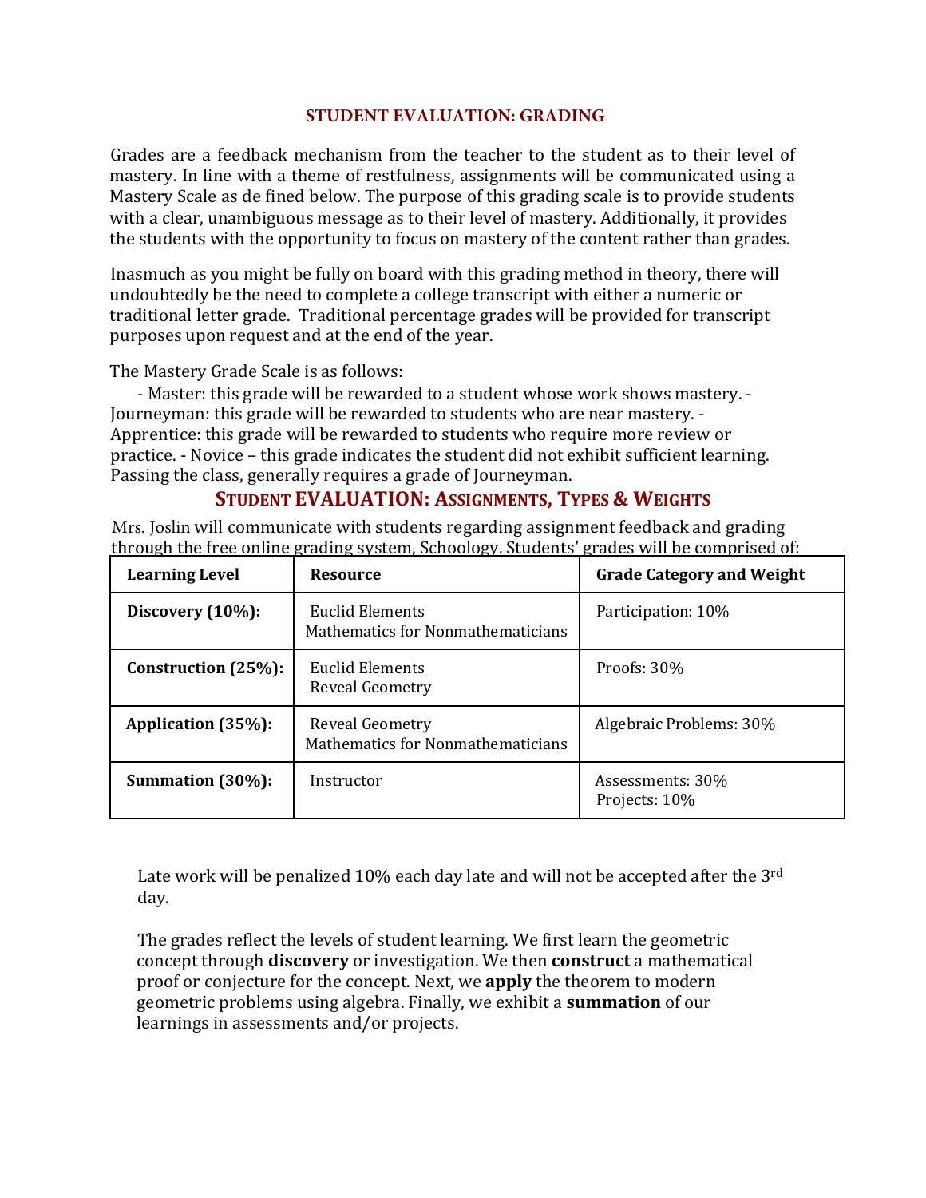## STUDENT EVALUATION: GRADING

Grades are a feedback mechanism from the teacher to the student as to their level of mastery. In line with a theme of restfulness, assignments will be communicated using a Mastery Scale as de fined below. The purpose of this grading scale is to provide students with a clear, unambiguous message as to their level of mastery. Additionally, it provides the students with the opportunity to focus on mastery of the content rather than grades.

Inasmuch as you might be fully on board with this grading method in theory, there will undoubtedly be the need to complete a college transcript with either a numeric or traditional letter grade. Traditional percentage grades will be provided for transcript purposes upon request and at the end of the year.

The Mastery Grade Scale is as follows:

- Master: this grade will be rewarded to a student whose work shows mastery. - Journeyman: this grade will be rewarded to students who are near mastery. - Apprentice: this grade will be rewarded to students who require more review or practice. - Novice – this grade indicates the student did not exhibit sufficient learning. Passing the class, generally requires a grade of Journeyman.

## STUDENT EVALUATION: ASSIGNMENTS, TYPES & WEIGHTS

Mrs. Joslin will communicate with students regarding assignment feedback and grading through the free online grading system, Schoology. Students' grades will be comprised of:

| Learning Level | Resource | Grade Category and Weight |
|---|---|---|
| **Discovery (10%):** | Euclid Elements<br>Mathematics for Nonmathematicians | Participation: 10% |
| **Construction (25%):** | Euclid Elements<br>Reveal Geometry | Proofs: 30% |
| **Application (35%):** | Reveal Geometry<br>Mathematics for Nonmathematicians | Algebraic Problems: 30% |
| **Summation (30%):** | Instructor | Assessments: 30%<br>Projects: 10% |

Late work will be penalized 10% each day late and will not be accepted after the 3rd day.

The grades reflect the levels of student learning. We first learn the geometric concept through **discovery** or investigation. We then **construct** a mathematical proof or conjecture for the concept. Next, we **apply** the theorem to modern geometric problems using algebra. Finally, we exhibit a **summation** of our learnings in assessments and/or projects.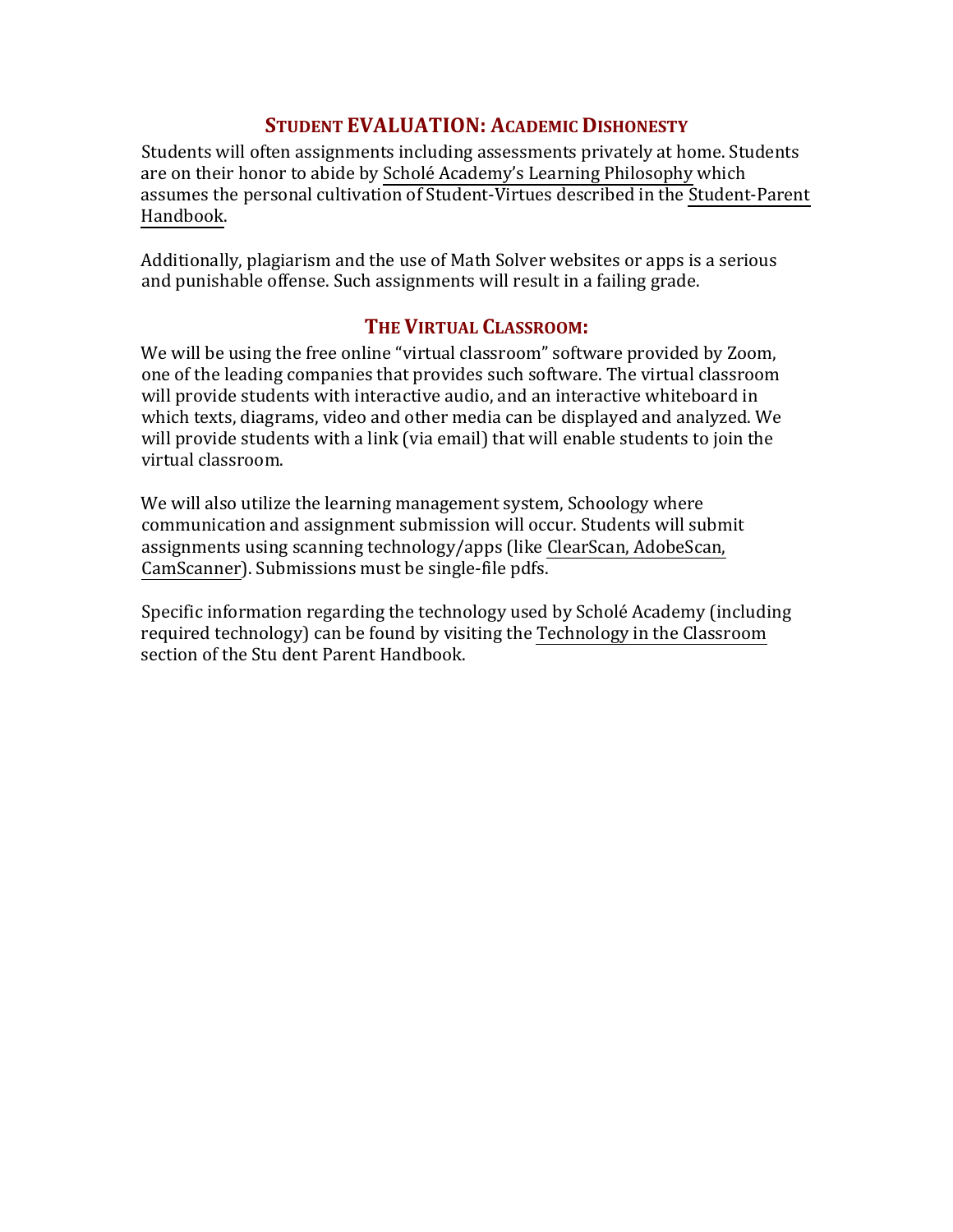## STUDENT EVALUATION: ACADEMIC DISHONESTY

Students will often assignments including assessments privately at home. Students are on their honor to abide by Scholé Academy's Learning Philosophy which assumes the personal cultivation of Student-Virtues described in the Student-Parent Handbook.

Additionally, plagiarism and the use of Math Solver websites or apps is a serious and punishable offense. Such assignments will result in a failing grade.

## THE VIRTUAL CLASSROOM:

We will be using the free online "virtual classroom" software provided by Zoom, one of the leading companies that provides such software. The virtual classroom will provide students with interactive audio, and an interactive whiteboard in which texts, diagrams, video and other media can be displayed and analyzed. We will provide students with a link (via email) that will enable students to join the virtual classroom.

We will also utilize the learning management system, Schoology where communication and assignment submission will occur. Students will submit assignments using scanning technology/apps (like ClearScan, AdobeScan, CamScanner). Submissions must be single-file pdfs.

Specific information regarding the technology used by Scholé Academy (including required technology) can be found by visiting the Technology in the Classroom section of the Stu dent Parent Handbook.